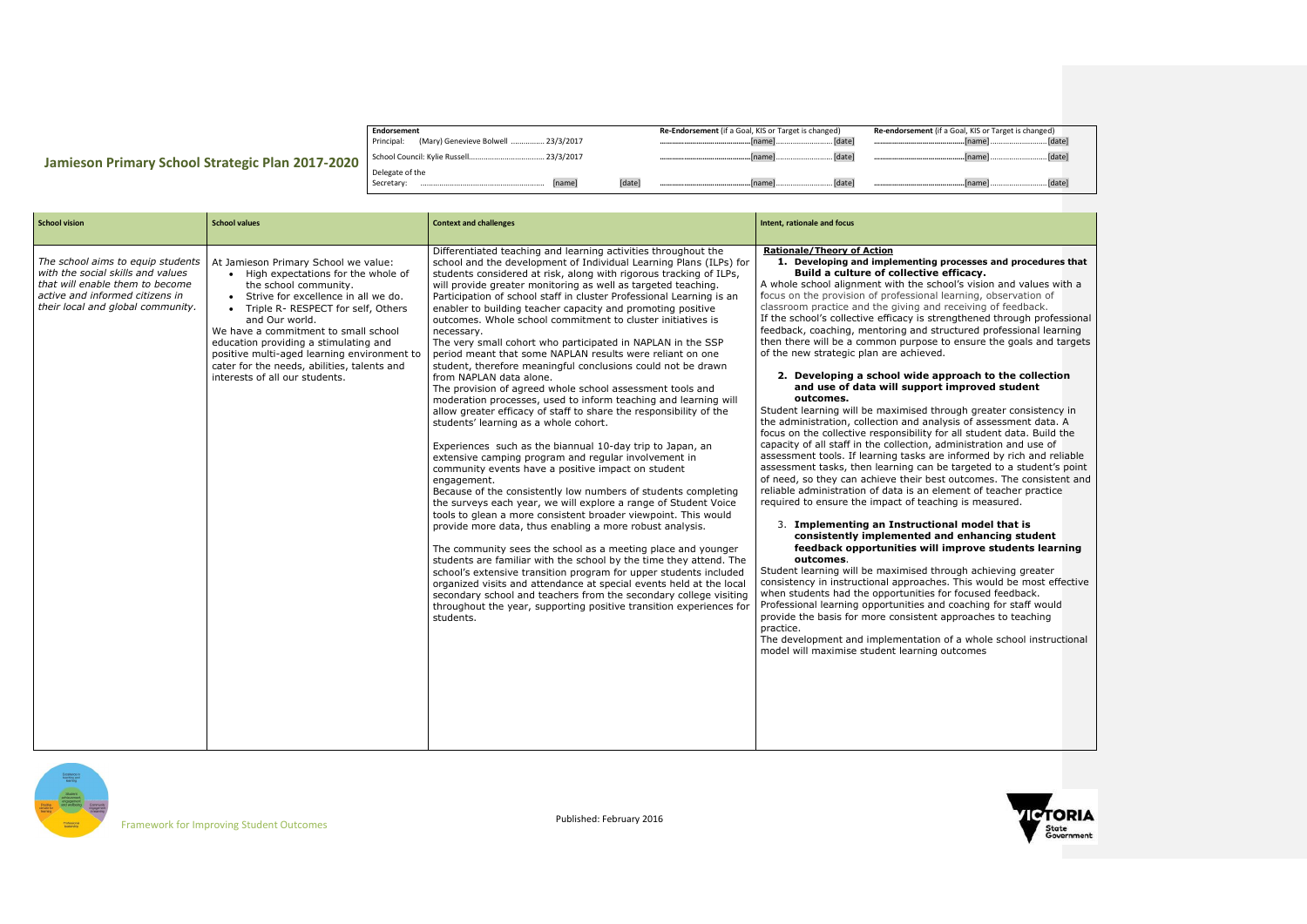# Jamieson Primary School Strategic Plan 2017-2020

| Endorsement | Re-Endorsement (if a Goal, KIS or Target is changed) | Re-endorsement (if a Goal, KIS or Target is changed) |
|---|---|---|
| Principal: (Mary) Genevieve Bolwell ............... 23/3/2017 | ...............[name]...............[date] | ...............[name]...............[date] |
| School Council: Kylie Russell................................ 23/3/2017 | ...............[name]...............[date] | ...............[name]...............[date] |
| Delegate of the Secretary: ............................................ [name] [date] | ...............[name]...............[date] | ...............[name]...............[date] |

| School vision | School values | Context and challenges | Intent, rationale and focus |
|---|---|---|---|
| *The school aims to equip students with the social skills and values that will enable them to become active and informed citizens in their local and global community.* | At Jamieson Primary School we value:<br>• High expectations for the whole of the school community.<br>• Strive for excellence in all we do.<br>• Triple R- RESPECT for self, Others and Our world.<br>We have a commitment to small school education providing a stimulating and positive multi-aged learning environment to cater for the needs, abilities, talents and interests of all our students. | Differentiated teaching and learning activities throughout the school and the development of Individual Learning Plans (ILPs) for students considered at risk, along with rigorous tracking of ILPs, will provide greater monitoring as well as targeted teaching. Participation of school staff in cluster Professional Learning is an enabler to building teacher capacity and promoting positive outcomes. Whole school commitment to cluster initiatives is necessary.<br>The very small cohort who participated in NAPLAN in the SSP period meant that some NAPLAN results were reliant on one student, therefore meaningful conclusions could not be drawn from NAPLAN data alone.<br>The provision of agreed whole school assessment tools and moderation processes, used to inform teaching and learning will allow greater efficacy of staff to share the responsibility of the students' learning as a whole cohort.<br><br>Experiences such as the biannual 10-day trip to Japan, an extensive camping program and regular involvement in community events have a positive impact on student engagement.<br>Because of the consistently low numbers of students completing the surveys each year, we will explore a range of Student Voice tools to glean a more consistent broader viewpoint. This would provide more data, thus enabling a more robust analysis.<br><br>The community sees the school as a meeting place and younger students are familiar with the school by the time they attend. The school's extensive transition program for upper students included organized visits and attendance at special events held at the local secondary school and teachers from the secondary college visiting throughout the year, supporting positive transition experiences for students. | **Rationale/Theory of Action**<br>**1. Developing and implementing processes and procedures that Build a culture of collective efficacy.**<br>A whole school alignment with the school's vision and values with a focus on the provision of professional learning, observation of classroom practice and the giving and receiving of feedback.<br>If the school's collective efficacy is strengthened through professional feedback, coaching, mentoring and structured professional learning then there will be a common purpose to ensure the goals and targets of the new strategic plan are achieved.<br><br>**2. Developing a school wide approach to the collection and use of data will support improved student outcomes.**<br>Student learning will be maximised through greater consistency in the administration, collection and analysis of assessment data. A focus on the collective responsibility for all student data. Build the capacity of all staff in the collection, administration and use of assessment tools. If learning tasks are informed by rich and reliable assessment tasks, then learning can be targeted to a student's point of need, so they can achieve their best outcomes. The consistent and reliable administration of data is an element of teacher practice required to ensure the impact of teaching is measured.<br><br>**3. Implementing an Instructional model that is consistently implemented and enhancing student feedback opportunities will improve students learning outcomes.**<br>Student learning will be maximised through achieving greater consistency in instructional approaches. This would be most effective when students had the opportunities for focused feedback.<br>Professional learning opportunities and coaching for staff would provide the basis for more consistent approaches to teaching practice.<br>The development and implementation of a whole school instructional model will maximise student learning outcomes |

Framework for Improving Student Outcomes

Published: February 2016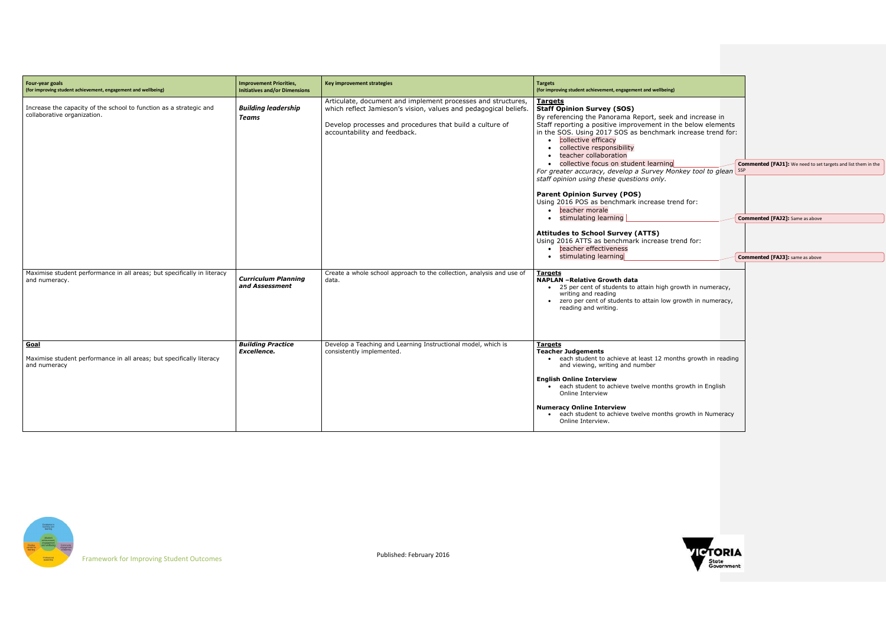| Four-year goals (for improving student achievement, engagement and wellbeing) | Improvement Priorities, Initiatives and/or Dimensions | Key improvement strategies | Targets (for improving student achievement, engagement and wellbeing) |
|---|---|---|---|
| Increase the capacity of the school to function as a strategic and collaborative organization. | ***Building leadership Teams*** | Articulate, document and implement processes and structures, which reflect Jamieson's vision, values and pedagogical beliefs.<br><br>Develop processes and procedures that build a culture of accountability and feedback. | **<u>Targets</u>**<br>**Staff Opinion Survey (SOS)**<br>By referencing the Panorama Report, seek and increase in Staff reporting a positive improvement in the below elements in the SOS. Using 2017 SOS as benchmark increase trend for:<br>• collective efficacy<br>• collective responsibility<br>• teacher collaboration<br>• collective focus on student learning<br>*For greater accuracy, develop a Survey Monkey tool to glean staff opinion using these questions only.*<br><br>**Parent Opinion Survey (POS)**<br>Using 2016 POS as benchmark increase trend for:<br>• teacher morale<br>• stimulating learning<br><br>**Attitudes to School Survey (ATTS)**<br>Using 2016 ATTS as benchmark increase trend for:<br>• teacher effectiveness<br>• stimulating learning |
| Maximise student performance in all areas; but specifically in literacy and numeracy. | ***Curriculum Planning and Assessment*** | Create a whole school approach to the collection, analysis and use of data. | **<u>Targets</u>**<br>**NAPLAN –Relative Growth data**<br>• 25 per cent of students to attain high growth in numeracy, writing and reading<br>• zero per cent of students to attain low growth in numeracy, reading and writing. |
| **<u>Goal</u>**<br><br>Maximise student performance in all areas; but specifically literacy and numeracy | ***Building Practice Excellence.*** | Develop a Teaching and Learning Instructional model, which is consistently implemented. | **<u>Targets</u>**<br>**Teacher Judgements**<br>• each student to achieve at least 12 months growth in reading and viewing, writing and number<br><br>**English Online Interview**<br>• each student to achieve twelve months growth in English Online Interview<br><br>**Numeracy Online Interview**<br>• each student to achieve twelve months growth in Numeracy Online Interview. |

**Commented [FAJ1]:** We need to set targets and list them in the SSP

**Commented [FAJ2]:** Same as above

**Commented [FAJ3]:** same as above